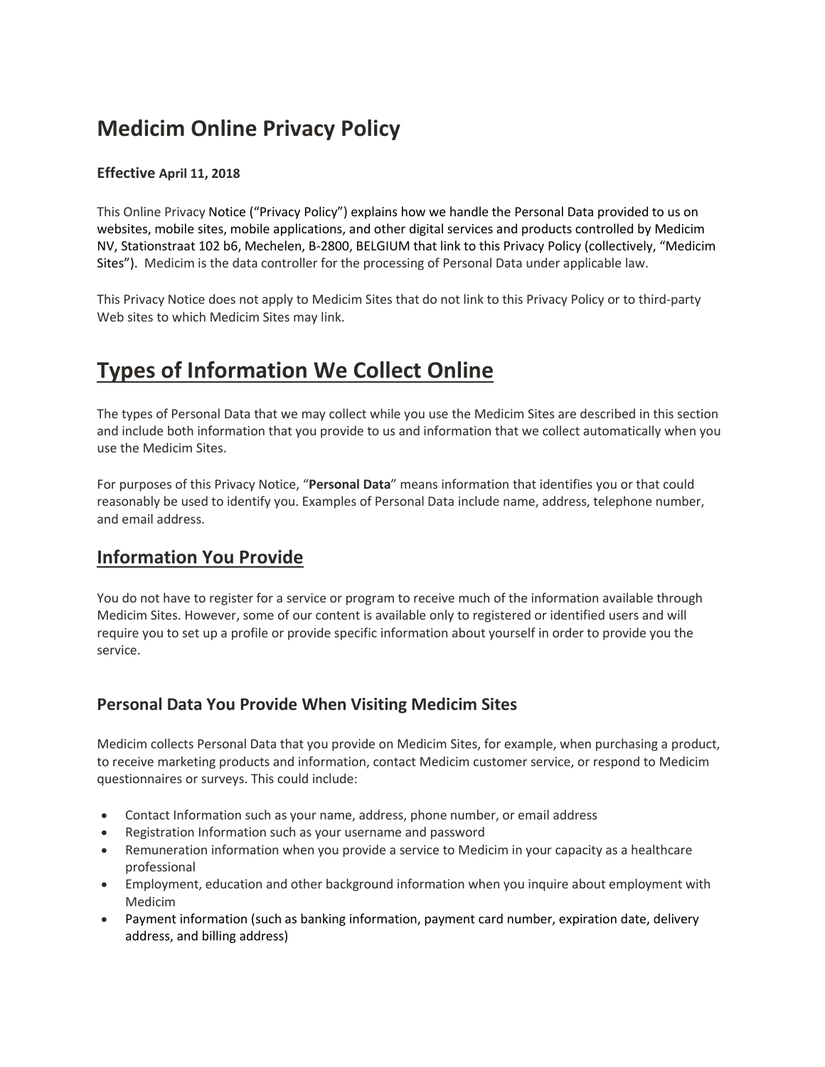# Medicim Online Privacy Policy

**Effective April 11, 2018**

This Online Privacy Notice ("Privacy Policy") explains how we handle the Personal Data provided to us on websites, mobile sites, mobile applications, and other digital services and products controlled by Medicim NV, Stationstraat 102 b6, Mechelen, B-2800, BELGIUM that link to this Privacy Policy (collectively, "Medicim Sites"). Medicim is the data controller for the processing of Personal Data under applicable law.

This Privacy Notice does not apply to Medicim Sites that do not link to this Privacy Policy or to third-party Web sites to which Medicim Sites may link.

# Types of Information We Collect Online

The types of Personal Data that we may collect while you use the Medicim Sites are described in this section and include both information that you provide to us and information that we collect automatically when you use the Medicim Sites.

For purposes of this Privacy Notice, "**Personal Data**" means information that identifies you or that could reasonably be used to identify you. Examples of Personal Data include name, address, telephone number, and email address.

## Information You Provide

You do not have to register for a service or program to receive much of the information available through Medicim Sites. However, some of our content is available only to registered or identified users and will require you to set up a profile or provide specific information about yourself in order to provide you the service.

### Personal Data You Provide When Visiting Medicim Sites

Medicim collects Personal Data that you provide on Medicim Sites, for example, when purchasing a product, to receive marketing products and information, contact Medicim customer service, or respond to Medicim questionnaires or surveys. This could include:

- Contact Information such as your name, address, phone number, or email address
- Registration Information such as your username and password
- Remuneration information when you provide a service to Medicim in your capacity as a healthcare professional
- Employment, education and other background information when you inquire about employment with Medicim
- Payment information (such as banking information, payment card number, expiration date, delivery address, and billing address)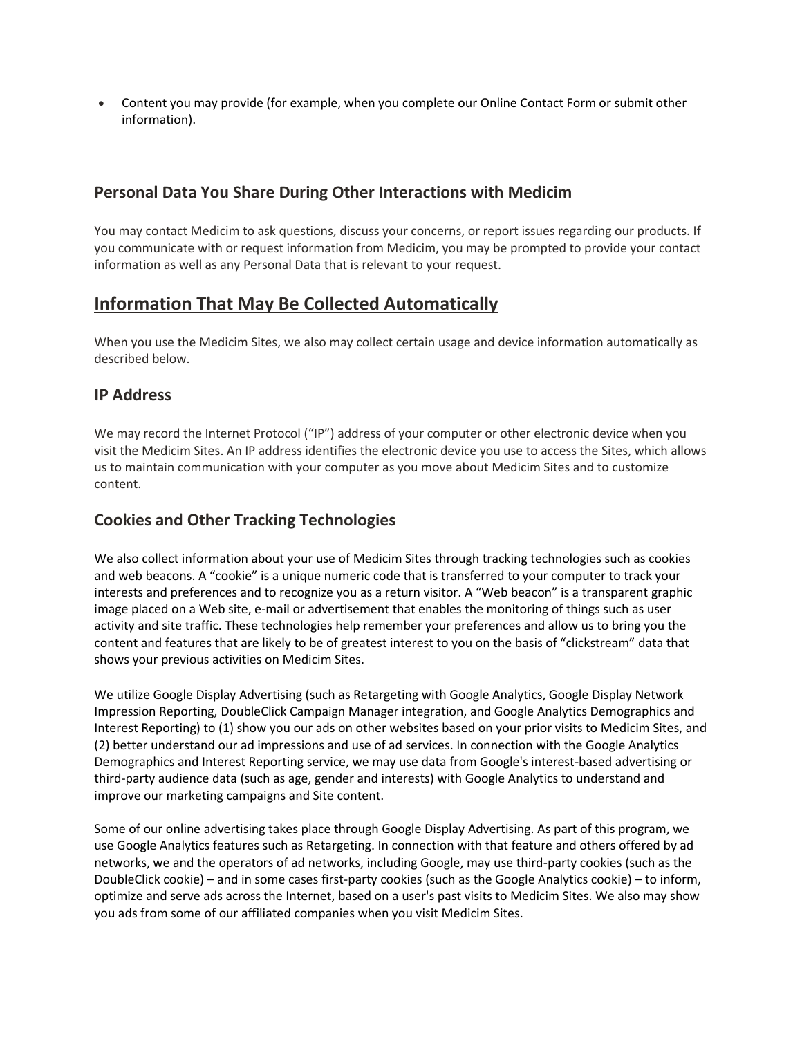- Content you may provide (for example, when you complete our Online Contact Form or submit other information).

### Personal Data You Share During Other Interactions with Medicim

You may contact Medicim to ask questions, discuss your concerns, or report issues regarding our products. If you communicate with or request information from Medicim, you may be prompted to provide your contact information as well as any Personal Data that is relevant to your request.

## Information That May Be Collected Automatically

When you use the Medicim Sites, we also may collect certain usage and device information automatically as described below.

### IP Address

We may record the Internet Protocol ("IP") address of your computer or other electronic device when you visit the Medicim Sites. An IP address identifies the electronic device you use to access the Sites, which allows us to maintain communication with your computer as you move about Medicim Sites and to customize content.

### Cookies and Other Tracking Technologies

We also collect information about your use of Medicim Sites through tracking technologies such as cookies and web beacons. A "cookie" is a unique numeric code that is transferred to your computer to track your interests and preferences and to recognize you as a return visitor. A "Web beacon" is a transparent graphic image placed on a Web site, e-mail or advertisement that enables the monitoring of things such as user activity and site traffic. These technologies help remember your preferences and allow us to bring you the content and features that are likely to be of greatest interest to you on the basis of "clickstream" data that shows your previous activities on Medicim Sites.

We utilize Google Display Advertising (such as Retargeting with Google Analytics, Google Display Network Impression Reporting, DoubleClick Campaign Manager integration, and Google Analytics Demographics and Interest Reporting) to (1) show you our ads on other websites based on your prior visits to Medicim Sites, and (2) better understand our ad impressions and use of ad services. In connection with the Google Analytics Demographics and Interest Reporting service, we may use data from Google's interest-based advertising or third-party audience data (such as age, gender and interests) with Google Analytics to understand and improve our marketing campaigns and Site content.

Some of our online advertising takes place through Google Display Advertising. As part of this program, we use Google Analytics features such as Retargeting. In connection with that feature and others offered by ad networks, we and the operators of ad networks, including Google, may use third-party cookies (such as the DoubleClick cookie) – and in some cases first-party cookies (such as the Google Analytics cookie) – to inform, optimize and serve ads across the Internet, based on a user's past visits to Medicim Sites. We also may show you ads from some of our affiliated companies when you visit Medicim Sites.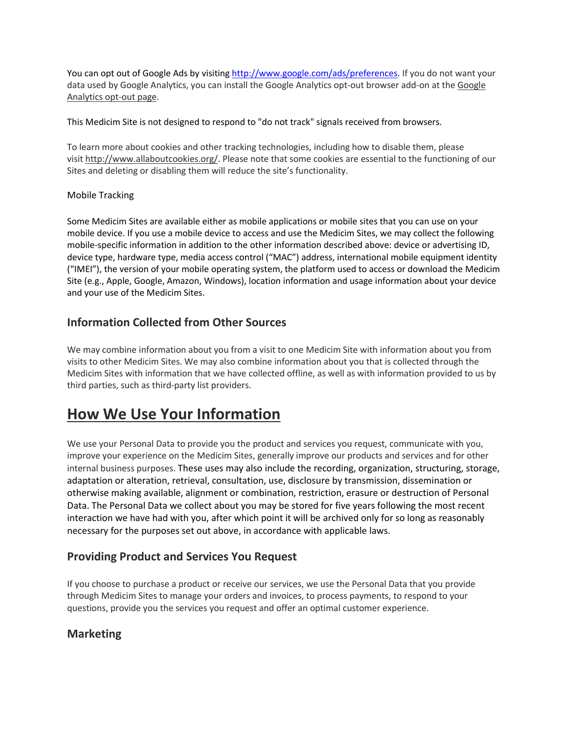You can opt out of Google Ads by visiting [http://www.google.com/ads/preferences](http://www.google.com/ads/preferences). If you do not want your data used by Google Analytics, you can install the Google Analytics opt-out browser add-on at the Google Analytics opt-out page.

This Medicim Site is not designed to respond to "do not track" signals received from browsers.

To learn more about cookies and other tracking technologies, including how to disable them, please visit [http://www.allaboutcookies.org/](http://www.allaboutcookies.org/). Please note that some cookies are essential to the functioning of our Sites and deleting or disabling them will reduce the site's functionality.

Mobile Tracking

Some Medicim Sites are available either as mobile applications or mobile sites that you can use on your mobile device. If you use a mobile device to access and use the Medicim Sites, we may collect the following mobile-specific information in addition to the other information described above: device or advertising ID, device type, hardware type, media access control ("MAC") address, international mobile equipment identity ("IMEI"), the version of your mobile operating system, the platform used to access or download the Medicim Site (e.g., Apple, Google, Amazon, Windows), location information and usage information about your device and your use of the Medicim Sites.

### Information Collected from Other Sources

We may combine information about you from a visit to one Medicim Site with information about you from visits to other Medicim Sites. We may also combine information about you that is collected through the Medicim Sites with information that we have collected offline, as well as with information provided to us by third parties, such as third-party list providers.

## How We Use Your Information

We use your Personal Data to provide you the product and services you request, communicate with you, improve your experience on the Medicim Sites, generally improve our products and services and for other internal business purposes. These uses may also include the recording, organization, structuring, storage, adaptation or alteration, retrieval, consultation, use, disclosure by transmission, dissemination or otherwise making available, alignment or combination, restriction, erasure or destruction of Personal Data. The Personal Data we collect about you may be stored for five years following the most recent interaction we have had with you, after which point it will be archived only for so long as reasonably necessary for the purposes set out above, in accordance with applicable laws.

### Providing Product and Services You Request

If you choose to purchase a product or receive our services, we use the Personal Data that you provide through Medicim Sites to manage your orders and invoices, to process payments, to respond to your questions, provide you the services you request and offer an optimal customer experience.

### Marketing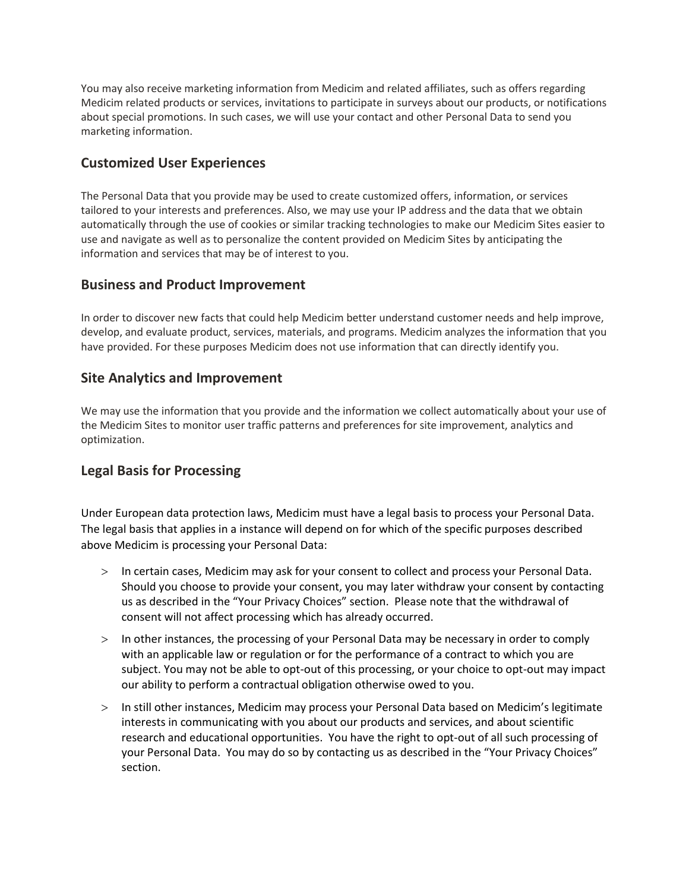You may also receive marketing information from Medicim and related affiliates, such as offers regarding Medicim related products or services, invitations to participate in surveys about our products, or notifications about special promotions. In such cases, we will use your contact and other Personal Data to send you marketing information.

## Customized User Experiences

The Personal Data that you provide may be used to create customized offers, information, or services tailored to your interests and preferences. Also, we may use your IP address and the data that we obtain automatically through the use of cookies or similar tracking technologies to make our Medicim Sites easier to use and navigate as well as to personalize the content provided on Medicim Sites by anticipating the information and services that may be of interest to you.

## Business and Product Improvement

In order to discover new facts that could help Medicim better understand customer needs and help improve, develop, and evaluate product, services, materials, and programs. Medicim analyzes the information that you have provided. For these purposes Medicim does not use information that can directly identify you.

## Site Analytics and Improvement

We may use the information that you provide and the information we collect automatically about your use of the Medicim Sites to monitor user traffic patterns and preferences for site improvement, analytics and optimization.

## Legal Basis for Processing

Under European data protection laws, Medicim must have a legal basis to process your Personal Data. The legal basis that applies in a instance will depend on for which of the specific purposes described above Medicim is processing your Personal Data:

- In certain cases, Medicim may ask for your consent to collect and process your Personal Data. Should you choose to provide your consent, you may later withdraw your consent by contacting us as described in the "Your Privacy Choices" section. Please note that the withdrawal of consent will not affect processing which has already occurred.
- In other instances, the processing of your Personal Data may be necessary in order to comply with an applicable law or regulation or for the performance of a contract to which you are subject. You may not be able to opt-out of this processing, or your choice to opt-out may impact our ability to perform a contractual obligation otherwise owed to you.
- In still other instances, Medicim may process your Personal Data based on Medicim's legitimate interests in communicating with you about our products and services, and about scientific research and educational opportunities. You have the right to opt-out of all such processing of your Personal Data. You may do so by contacting us as described in the "Your Privacy Choices" section.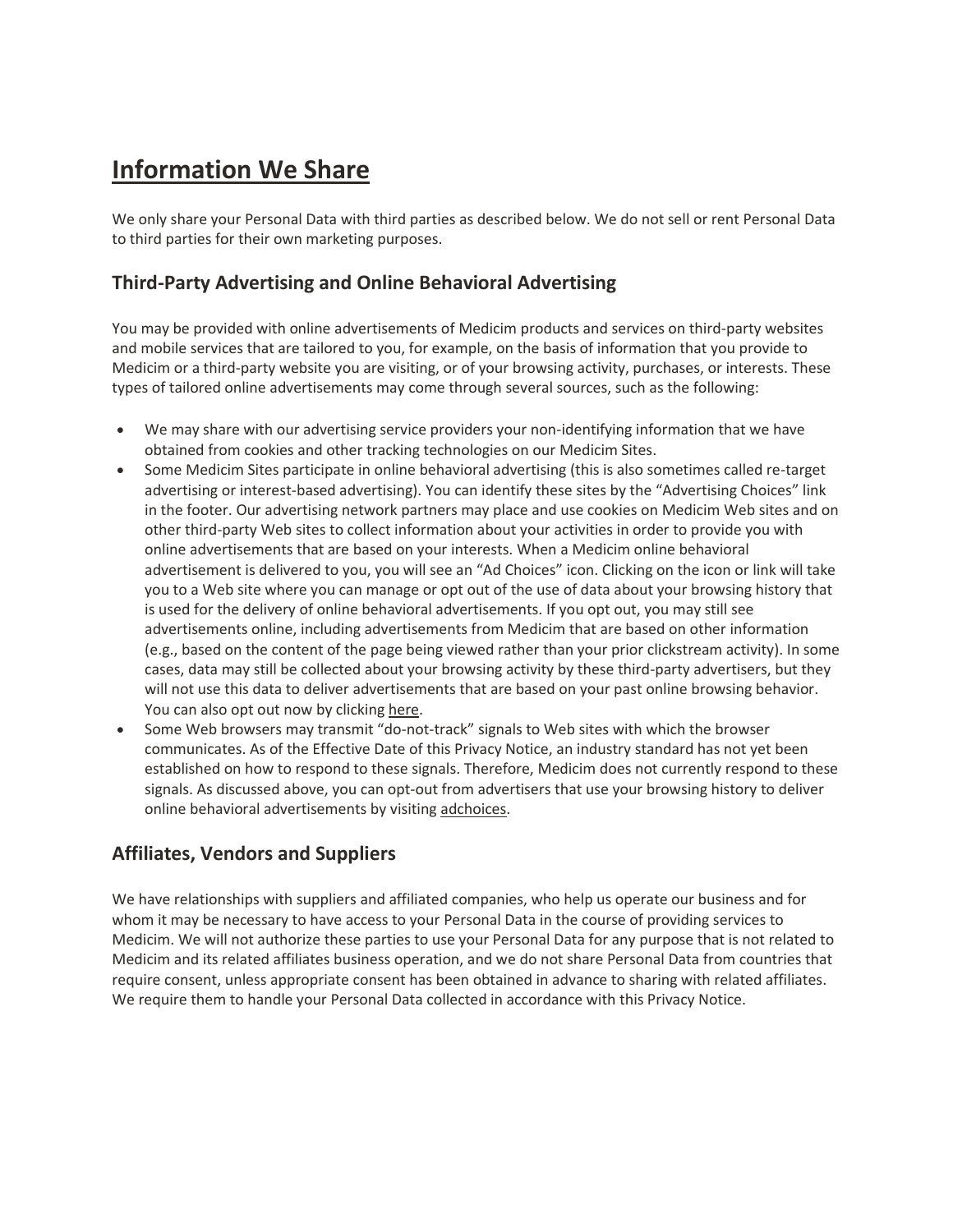# Information We Share

We only share your Personal Data with third parties as described below. We do not sell or rent Personal Data to third parties for their own marketing purposes.

## Third-Party Advertising and Online Behavioral Advertising

You may be provided with online advertisements of Medicim products and services on third-party websites and mobile services that are tailored to you, for example, on the basis of information that you provide to Medicim or a third-party website you are visiting, or of your browsing activity, purchases, or interests. These types of tailored online advertisements may come through several sources, such as the following:

- We may share with our advertising service providers your non-identifying information that we have obtained from cookies and other tracking technologies on our Medicim Sites.
- Some Medicim Sites participate in online behavioral advertising (this is also sometimes called re-target advertising or interest-based advertising). You can identify these sites by the "Advertising Choices" link in the footer. Our advertising network partners may place and use cookies on Medicim Web sites and on other third-party Web sites to collect information about your activities in order to provide you with online advertisements that are based on your interests. When a Medicim online behavioral advertisement is delivered to you, you will see an "Ad Choices" icon. Clicking on the icon or link will take you to a Web site where you can manage or opt out of the use of data about your browsing history that is used for the delivery of online behavioral advertisements. If you opt out, you may still see advertisements online, including advertisements from Medicim that are based on other information (e.g., based on the content of the page being viewed rather than your prior clickstream activity). In some cases, data may still be collected about your browsing activity by these third-party advertisers, but they will not use this data to deliver advertisements that are based on your past online browsing behavior. You can also opt out now by clicking here.
- Some Web browsers may transmit "do-not-track" signals to Web sites with which the browser communicates. As of the Effective Date of this Privacy Notice, an industry standard has not yet been established on how to respond to these signals. Therefore, Medicim does not currently respond to these signals. As discussed above, you can opt-out from advertisers that use your browsing history to deliver online behavioral advertisements by visiting adchoices.

## Affiliates, Vendors and Suppliers

We have relationships with suppliers and affiliated companies, who help us operate our business and for whom it may be necessary to have access to your Personal Data in the course of providing services to Medicim. We will not authorize these parties to use your Personal Data for any purpose that is not related to Medicim and its related affiliates business operation, and we do not share Personal Data from countries that require consent, unless appropriate consent has been obtained in advance to sharing with related affiliates. We require them to handle your Personal Data collected in accordance with this Privacy Notice.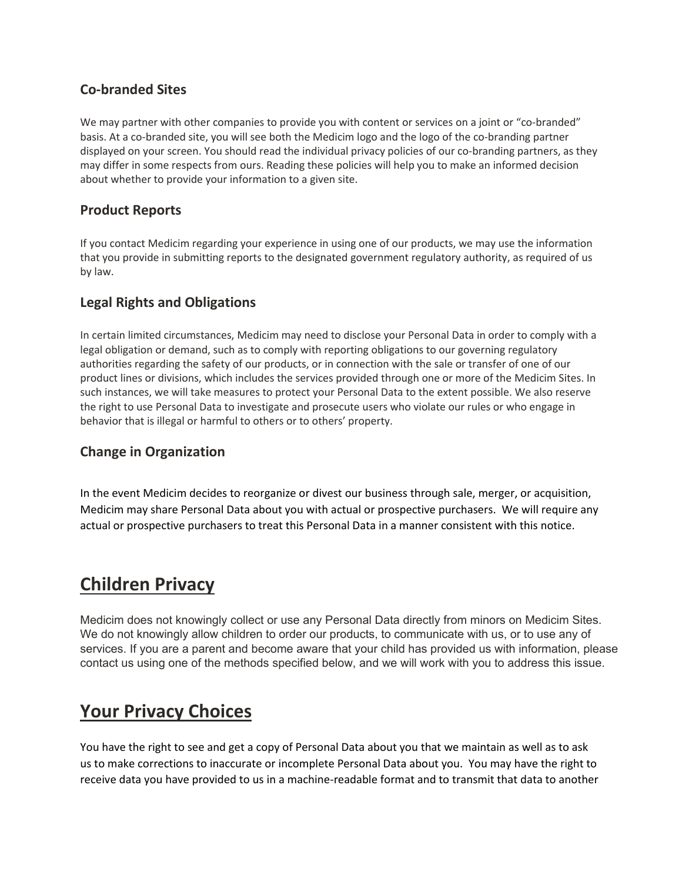### Co-branded Sites

We may partner with other companies to provide you with content or services on a joint or "co-branded" basis. At a co-branded site, you will see both the Medicim logo and the logo of the co-branding partner displayed on your screen. You should read the individual privacy policies of our co-branding partners, as they may differ in some respects from ours. Reading these policies will help you to make an informed decision about whether to provide your information to a given site.

### Product Reports

If you contact Medicim regarding your experience in using one of our products, we may use the information that you provide in submitting reports to the designated government regulatory authority, as required of us by law.

### Legal Rights and Obligations

In certain limited circumstances, Medicim may need to disclose your Personal Data in order to comply with a legal obligation or demand, such as to comply with reporting obligations to our governing regulatory authorities regarding the safety of our products, or in connection with the sale or transfer of one of our product lines or divisions, which includes the services provided through one or more of the Medicim Sites. In such instances, we will take measures to protect your Personal Data to the extent possible. We also reserve the right to use Personal Data to investigate and prosecute users who violate our rules or who engage in behavior that is illegal or harmful to others or to others' property.

### Change in Organization

In the event Medicim decides to reorganize or divest our business through sale, merger, or acquisition, Medicim may share Personal Data about you with actual or prospective purchasers. We will require any actual or prospective purchasers to treat this Personal Data in a manner consistent with this notice.

## Children Privacy

Medicim does not knowingly collect or use any Personal Data directly from minors on Medicim Sites. We do not knowingly allow children to order our products, to communicate with us, or to use any of services. If you are a parent and become aware that your child has provided us with information, please contact us using one of the methods specified below, and we will work with you to address this issue.

## Your Privacy Choices

You have the right to see and get a copy of Personal Data about you that we maintain as well as to ask us to make corrections to inaccurate or incomplete Personal Data about you. You may have the right to receive data you have provided to us in a machine-readable format and to transmit that data to another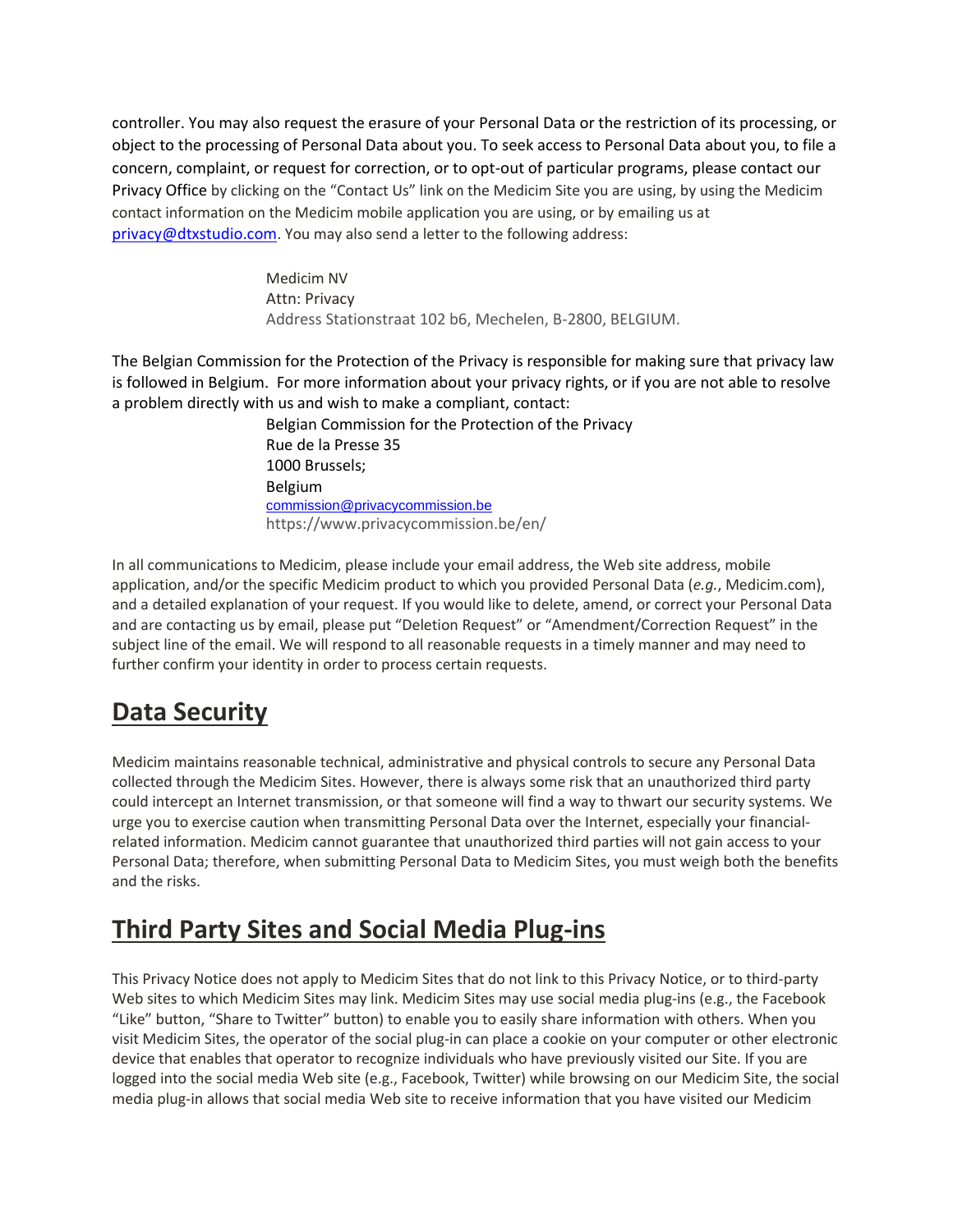controller. You may also request the erasure of your Personal Data or the restriction of its processing, or object to the processing of Personal Data about you. To seek access to Personal Data about you, to file a concern, complaint, or request for correction, or to opt-out of particular programs, please contact our Privacy Office by clicking on the "Contact Us" link on the Medicim Site you are using, by using the Medicim contact information on the Medicim mobile application you are using, or by emailing us at privacy@dtxstudio.com. You may also send a letter to the following address:

Medicim NV
Attn: Privacy
Address Stationstraat 102 b6, Mechelen, B-2800, BELGIUM.

The Belgian Commission for the Protection of the Privacy is responsible for making sure that privacy law is followed in Belgium. For more information about your privacy rights, or if you are not able to resolve a problem directly with us and wish to make a compliant, contact:

Belgian Commission for the Protection of the Privacy
Rue de la Presse 35
1000 Brussels;
Belgium
commission@privacycommission.be
https://www.privacycommission.be/en/

In all communications to Medicim, please include your email address, the Web site address, mobile application, and/or the specific Medicim product to which you provided Personal Data (*e.g.*, Medicim.com), and a detailed explanation of your request. If you would like to delete, amend, or correct your Personal Data and are contacting us by email, please put "Deletion Request" or "Amendment/Correction Request" in the subject line of the email. We will respond to all reasonable requests in a timely manner and may need to further confirm your identity in order to process certain requests.

## Data Security

Medicim maintains reasonable technical, administrative and physical controls to secure any Personal Data collected through the Medicim Sites. However, there is always some risk that an unauthorized third party could intercept an Internet transmission, or that someone will find a way to thwart our security systems. We urge you to exercise caution when transmitting Personal Data over the Internet, especially your financial-related information. Medicim cannot guarantee that unauthorized third parties will not gain access to your Personal Data; therefore, when submitting Personal Data to Medicim Sites, you must weigh both the benefits and the risks.

## Third Party Sites and Social Media Plug-ins

This Privacy Notice does not apply to Medicim Sites that do not link to this Privacy Notice, or to third-party Web sites to which Medicim Sites may link. Medicim Sites may use social media plug-ins (e.g., the Facebook "Like" button, "Share to Twitter" button) to enable you to easily share information with others. When you visit Medicim Sites, the operator of the social plug-in can place a cookie on your computer or other electronic device that enables that operator to recognize individuals who have previously visited our Site. If you are logged into the social media Web site (e.g., Facebook, Twitter) while browsing on our Medicim Site, the social media plug-in allows that social media Web site to receive information that you have visited our Medicim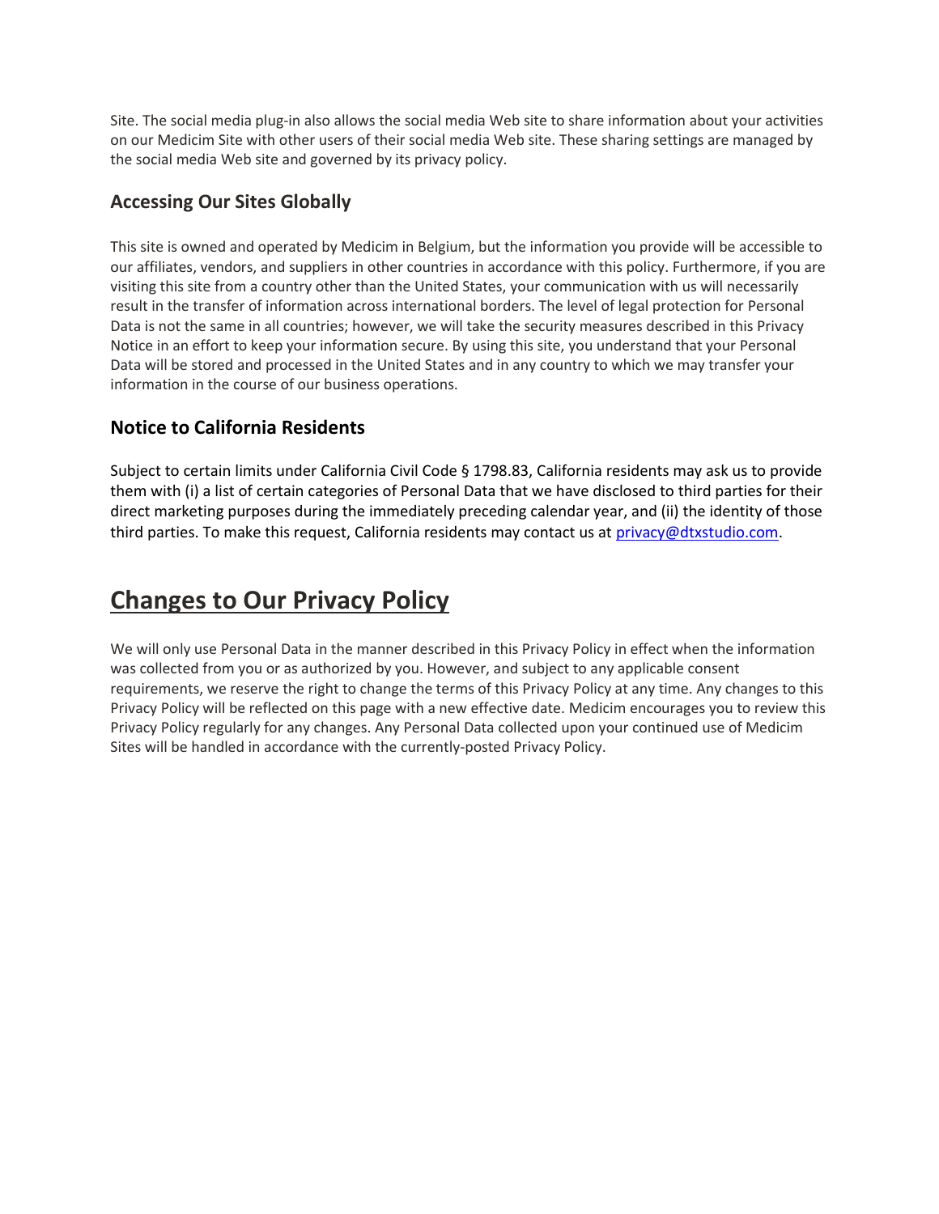Site. The social media plug-in also allows the social media Web site to share information about your activities on our Medicim Site with other users of their social media Web site. These sharing settings are managed by the social media Web site and governed by its privacy policy.

### Accessing Our Sites Globally

This site is owned and operated by Medicim in Belgium, but the information you provide will be accessible to our affiliates, vendors, and suppliers in other countries in accordance with this policy. Furthermore, if you are visiting this site from a country other than the United States, your communication with us will necessarily result in the transfer of information across international borders. The level of legal protection for Personal Data is not the same in all countries; however, we will take the security measures described in this Privacy Notice in an effort to keep your information secure. By using this site, you understand that your Personal Data will be stored and processed in the United States and in any country to which we may transfer your information in the course of our business operations.

### Notice to California Residents

Subject to certain limits under California Civil Code § 1798.83, California residents may ask us to provide them with (i) a list of certain categories of Personal Data that we have disclosed to third parties for their direct marketing purposes during the immediately preceding calendar year, and (ii) the identity of those third parties. To make this request, California residents may contact us at privacy@dtxstudio.com.

## Changes to Our Privacy Policy

We will only use Personal Data in the manner described in this Privacy Policy in effect when the information was collected from you or as authorized by you. However, and subject to any applicable consent requirements, we reserve the right to change the terms of this Privacy Policy at any time. Any changes to this Privacy Policy will be reflected on this page with a new effective date. Medicim encourages you to review this Privacy Policy regularly for any changes. Any Personal Data collected upon your continued use of Medicim Sites will be handled in accordance with the currently-posted Privacy Policy.